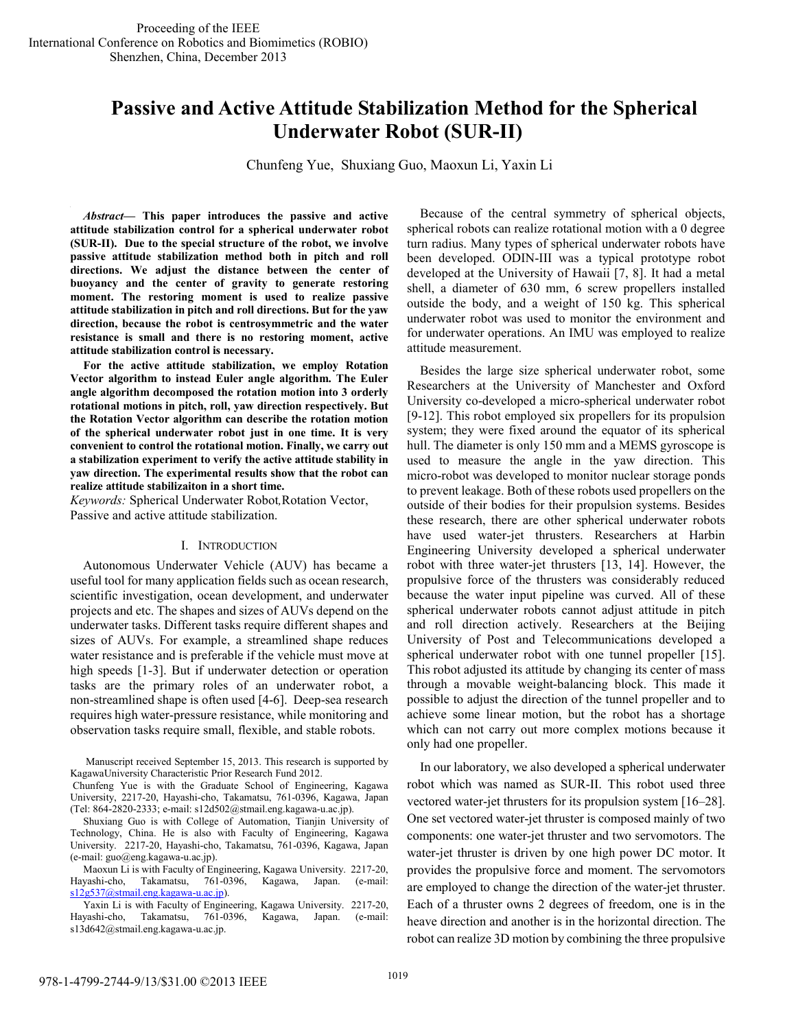Proceeding of the IEEE
International Conference on Robotics and Biomimetics (ROBIO)
Shenzhen, China, December 2013

# Passive and Active Attitude Stabilization Method for the Spherical Underwater Robot (SUR-II)

Chunfeng Yue, Shuxiang Guo, Maoxun Li, Yaxin Li

***Abstract*— This paper introduces the passive and active attitude stabilization control for a spherical underwater robot (SUR-II). Due to the special structure of the robot, we involve passive attitude stabilization method both in pitch and roll directions. We adjust the distance between the center of buoyancy and the center of gravity to generate restoring moment. The restoring moment is used to realize passive attitude stabilization in pitch and roll directions. But for the yaw direction, because the robot is centrosymmetric and the water resistance is small and there is no restoring moment, active attitude stabilization control is necessary.**

**For the active attitude stabilization, we employ Rotation Vector algorithm to instead Euler angle algorithm. The Euler angle algorithm decomposed the rotation motion into 3 orderly rotational motions in pitch, roll, yaw direction respectively. But the Rotation Vector algorithm can describe the rotation motion of the spherical underwater robot just in one time. It is very convenient to control the rotational motion. Finally, we carry out a stabilization experiment to verify the active attitude stability in yaw direction. The experimental results show that the robot can realize attitude stabilizaiton in a short time.**

*Keywords:* Spherical Underwater Robot, Rotation Vector, Passive and active attitude stabilization.

## I. Introduction

Autonomous Underwater Vehicle (AUV) has became a useful tool for many application fields such as ocean research, scientific investigation, ocean development, and underwater projects and etc. The shapes and sizes of AUVs depend on the underwater tasks. Different tasks require different shapes and sizes of AUVs. For example, a streamlined shape reduces water resistance and is preferable if the vehicle must move at high speeds [1-3]. But if underwater detection or operation tasks are the primary roles of an underwater robot, a non-streamlined shape is often used [4-6]. Deep-sea research requires high water-pressure resistance, while monitoring and observation tasks require small, flexible, and stable robots.

Because of the central symmetry of spherical objects, spherical robots can realize rotational motion with a 0 degree turn radius. Many types of spherical underwater robots have been developed. ODIN-III was a typical prototype robot developed at the University of Hawaii [7, 8]. It had a metal shell, a diameter of 630 mm, 6 screw propellers installed outside the body, and a weight of 150 kg. This spherical underwater robot was used to monitor the environment and for underwater operations. An IMU was employed to realize attitude measurement.

Besides the large size spherical underwater robot, some Researchers at the University of Manchester and Oxford University co-developed a micro-spherical underwater robot [9-12]. This robot employed six propellers for its propulsion system; they were fixed around the equator of its spherical hull. The diameter is only 150 mm and a MEMS gyroscope is used to measure the angle in the yaw direction. This micro-robot was developed to monitor nuclear storage ponds to prevent leakage. Both of these robots used propellers on the outside of their bodies for their propulsion systems. Besides these research, there are other spherical underwater robots have used water-jet thrusters. Researchers at Harbin Engineering University developed a spherical underwater robot with three water-jet thrusters [13, 14]. However, the propulsive force of the thrusters was considerably reduced because the water input pipeline was curved. All of these spherical underwater robots cannot adjust attitude in pitch and roll direction actively. Researchers at the Beijing University of Post and Telecommunications developed a spherical underwater robot with one tunnel propeller [15]. This robot adjusted its attitude by changing its center of mass through a movable weight-balancing block. This made it possible to adjust the direction of the tunnel propeller and to achieve some linear motion, but the robot has a shortage which can not carry out more complex motions because it only had one propeller.

In our laboratory, we also developed a spherical underwater robot which was named as SUR-II. This robot used three vectored water-jet thrusters for its propulsion system [16–28]. One set vectored water-jet thruster is composed mainly of two components: one water-jet thruster and two servomotors. The water-jet thruster is driven by one high power DC motor. It provides the propulsive force and moment. The servomotors are employed to change the direction of the water-jet thruster. Each of a thruster owns 2 degrees of freedom, one is in the heave direction and another is in the horizontal direction. The robot can realize 3D motion by combining the three propulsive

Manuscript received September 15, 2013. This research is supported by KagawaUniversity Characteristic Prior Research Fund 2012.

Chunfeng Yue is with the Graduate School of Engineering, Kagawa University, 2217-20, Hayashi-cho, Takamatsu, 761-0396, Kagawa, Japan (Tel: 864-2820-2333; e-mail: s12d502@stmail.eng.kagawa-u.ac.jp).

Shuxiang Guo is with College of Automation, Tianjin University of Technology, China. He is also with Faculty of Engineering, Kagawa University. 2217-20, Hayashi-cho, Takamatsu, 761-0396, Kagawa, Japan (e-mail: guo@eng.kagawa-u.ac.jp).

Maoxun Li is with Faculty of Engineering, Kagawa University. 2217-20, Hayashi-cho, Takamatsu, 761-0396, Kagawa, Japan. (e-mail: s12g537@stmail.eng.kagawa-u.ac.jp).

Yaxin Li is with Faculty of Engineering, Kagawa University. 2217-20, Hayashi-cho, Takamatsu, 761-0396, Kagawa, Japan. (e-mail: s13d642@stmail.eng.kagawa-u.ac.jp.

978-1-4799-2744-9/13/$31.00 ©2013 IEEE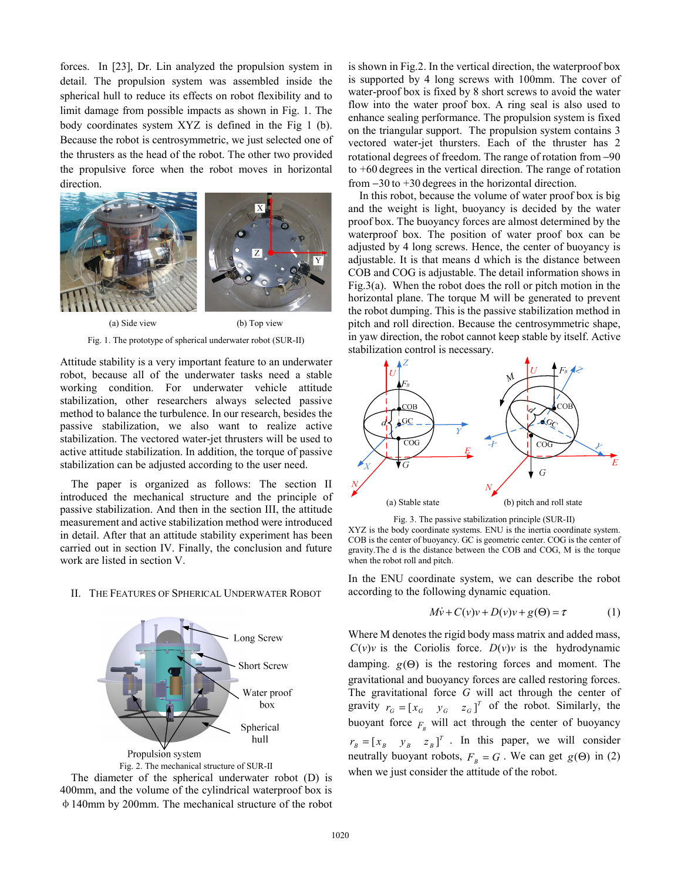forces. In [23], Dr. Lin analyzed the propulsion system in detail. The propulsion system was assembled inside the spherical hull to reduce its effects on robot flexibility and to limit damage from possible impacts as shown in Fig. 1. The body coordinates system XYZ is defined in the Fig 1 (b). Because the robot is centrosymmetric, we just selected one of the thrusters as the head of the robot. The other two provided the propulsive force when the robot moves in horizontal direction.

(a) Side view (b) Top view

Fig. 1. The prototype of spherical underwater robot (SUR-II)

Attitude stability is a very important feature to an underwater robot, because all of the underwater tasks need a stable working condition. For underwater vehicle attitude stabilization, other researchers always selected passive method to balance the turbulence. In our research, besides the passive stabilization, we also want to realize active stabilization. The vectored water-jet thrusters will be used to active attitude stabilization. In addition, the torque of passive stabilization can be adjusted according to the user need.

The paper is organized as follows: The section II introduced the mechanical structure and the principle of passive stabilization. And then in the section III, the attitude measurement and active stabilization method were introduced in detail. After that an attitude stability experiment has been carried out in section IV. Finally, the conclusion and future work are listed in section V.

## II. The Features of Spherical Underwater Robot

Fig. 2. The mechanical structure of SUR-II

The diameter of the spherical underwater robot (D) is 400mm, and the volume of the cylindrical waterproof box is Φ140mm by 200mm. The mechanical structure of the robot is shown in Fig.2. In the vertical direction, the waterproof box is supported by 4 long screws with 100mm. The cover of water-proof box is fixed by 8 short screws to avoid the water flow into the water proof box. A ring seal is also used to enhance sealing performance. The propulsion system is fixed on the triangular support. The propulsion system contains 3 vectored water-jet thursters. Each of the thruster has 2 rotational degrees of freedom. The range of rotation from −90 to +60 degrees in the vertical direction. The range of rotation from −30 to +30 degrees in the horizontal direction.

In this robot, because the volume of water proof box is big and the weight is light, buoyancy is decided by the water proof box. The buoyancy forces are almost determined by the waterproof box. The position of water proof box can be adjusted by 4 long screws. Hence, the center of buoyancy is adjustable. It is that means d which is the distance between COB and COG is adjustable. The detail information shows in Fig.3(a). When the robot does the roll or pitch motion in the horizontal plane. The torque M will be generated to prevent the robot dumping. This is the passive stabilization method in pitch and roll direction. Because the centrosymmetric shape, in yaw direction, the robot cannot keep stable by itself. Active stabilization control is necessary.

(a) Stable state (b) pitch and roll state

Fig. 3. The passive stabilization principle (SUR-II)

XYZ is the body coordinate systems. ENU is the inertia coordinate system. COB is the center of buoyancy. GC is geometric center. COG is the center of gravity.The d is the distance between the COB and COG, M is the torque when the robot roll and pitch.

In the ENU coordinate system, we can describe the robot according to the following dynamic equation.

$$M\dot{v} + C(v)v + D(v)v + g(\Theta) = \tau \qquad (1)$$

Where M denotes the rigid body mass matrix and added mass, $C(v)v$ is the Coriolis force. $D(v)v$ is the hydrodynamic damping. $g(\Theta)$ is the restoring forces and moment. The gravitational and buoyancy forces are called restoring forces. The gravitational force $G$ will act through the center of gravity $r_G = [x_G \quad y_G \quad z_G]^T$ of the robot. Similarly, the buoyant force $F_B$ will act through the center of buoyancy $r_B = [x_B \quad y_B \quad z_B]^T$. In this paper, we will consider neutrally buoyant robots, $F_B = G$. We can get $g(\Theta)$ in (2) when we just consider the attitude of the robot.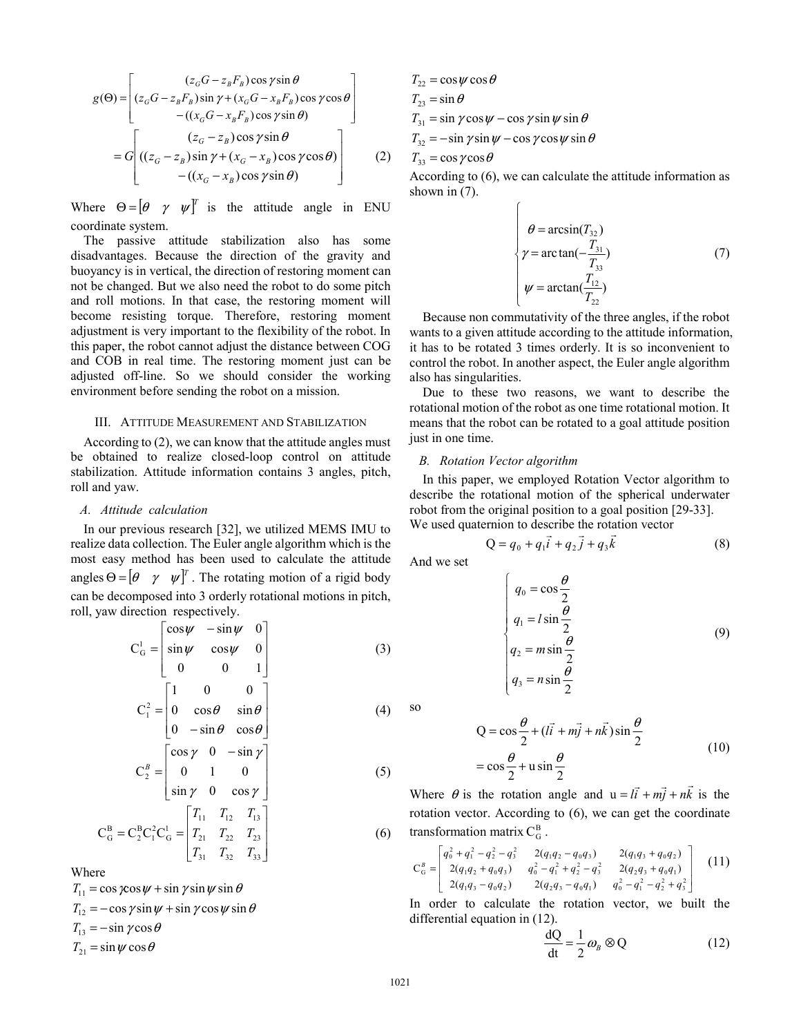$$g(\Theta)=\begin{bmatrix}(z_G G - z_B F_B)\cos\gamma\sin\theta \\ (z_G G - z_B F_B)\sin\gamma + (x_G G - x_B F_B)\cos\gamma\cos\theta \\ -((x_G G - x_B F_B)\cos\gamma\sin\theta)\end{bmatrix} = G\begin{bmatrix}(z_G - z_B)\cos\gamma\sin\theta \\ ((z_G - z_B)\sin\gamma + (x_G - x_B)\cos\gamma\cos\theta) \\ -((x_G - x_B)\cos\gamma\sin\theta)\end{bmatrix} \quad (2)$$

Where $\Theta=[\theta \quad \gamma \quad \psi]^T$ is the attitude angle in ENU coordinate system.

The passive attitude stabilization also has some disadvantages. Because the direction of the gravity and buoyancy is in vertical, the direction of restoring moment can not be changed. But we also need the robot to do some pitch and roll motions. In that case, the restoring moment will become resisting torque. Therefore, restoring moment adjustment is very important to the flexibility of the robot. In this paper, the robot cannot adjust the distance between COG and COB in real time. The restoring moment just can be adjusted off-line. So we should consider the working environment before sending the robot on a mission.

## III. Attitude Measurement and Stabilization

According to (2), we can know that the attitude angles must be obtained to realize closed-loop control on attitude stabilization. Attitude information contains 3 angles, pitch, roll and yaw.

### A. Attitude calculation

In our previous research [32], we utilized MEMS IMU to realize data collection. The Euler angle algorithm which is the most easy method has been used to calculate the attitude angles $\Theta=[\theta \quad \gamma \quad \psi]^T$. The rotating motion of a rigid body can be decomposed into 3 orderly rotational motions in pitch, roll, yaw direction respectively.

$$C_G^1=\begin{bmatrix}\cos\psi & -\sin\psi & 0 \\ \sin\psi & \cos\psi & 0 \\ 0 & 0 & 1\end{bmatrix} \quad (3)$$

$$C_1^2=\begin{bmatrix}1 & 0 & 0 \\ 0 & \cos\theta & \sin\theta \\ 0 & -\sin\theta & \cos\theta\end{bmatrix} \quad (4)$$

$$C_2^B=\begin{bmatrix}\cos\gamma & 0 & -\sin\gamma \\ 0 & 1 & 0 \\ \sin\gamma & 0 & \cos\gamma\end{bmatrix} \quad (5)$$

$$C_G^B=C_2^B C_1^2 C_G^1=\begin{bmatrix}T_{11} & T_{12} & T_{13} \\ T_{21} & T_{22} & T_{23} \\ T_{31} & T_{32} & T_{33}\end{bmatrix} \quad (6)$$

Where

$T_{11}=\cos\gamma\cos\psi+\sin\gamma\sin\psi\sin\theta$

$T_{12}=-\cos\gamma\sin\psi+\sin\gamma\cos\psi\sin\theta$

$T_{13}=-\sin\gamma\cos\theta$

$T_{21}=\sin\psi\cos\theta$

$T_{22}=\cos\psi\cos\theta$

$T_{23}=\sin\theta$

$T_{31}=\sin\gamma\cos\psi-\cos\gamma\sin\psi\sin\theta$

$T_{32}=-\sin\gamma\sin\psi-\cos\gamma\cos\psi\sin\theta$

$T_{33}=\cos\gamma\cos\theta$

According to (6), we can calculate the attitude information as shown in (7).

$$\begin{cases}\theta=\arcsin(T_{32}) \\ \gamma=\arctan(-\dfrac{T_{31}}{T_{33}}) \\ \psi=\arctan(\dfrac{T_{12}}{T_{22}})\end{cases} \quad (7)$$

Because non commutativity of the three angles, if the robot wants to a given attitude according to the attitude information, it has to be rotated 3 times orderly. It is so inconvenient to control the robot. In another aspect, the Euler angle algorithm also has singularities.

Due to these two reasons, we want to describe the rotational motion of the robot as one time rotational motion. It means that the robot can be rotated to a goal attitude position just in one time.

### B. Rotation Vector algorithm

In this paper, we employed Rotation Vector algorithm to describe the rotational motion of the spherical underwater robot from the original position to a goal position [29-33]. We used quaternion to describe the rotation vector

$$Q=q_0+q_1\vec{i}+q_2\vec{j}+q_3\vec{k} \quad (8)$$

And we set

$$\begin{cases}q_0=\cos\dfrac{\theta}{2} \\ q_1=l\sin\dfrac{\theta}{2} \\ q_2=m\sin\dfrac{\theta}{2} \\ q_3=n\sin\dfrac{\theta}{2}\end{cases} \quad (9)$$

so

$$Q=\cos\frac{\theta}{2}+(l\vec{i}+m\vec{j}+n\vec{k})\sin\frac{\theta}{2} = \cos\frac{\theta}{2}+\mathrm{u}\sin\frac{\theta}{2} \quad (10)$$

Where $\theta$ is the rotation angle and $\mathrm{u}=l\vec{i}+m\vec{j}+n\vec{k}$ is the rotation vector. According to (6), we can get the coordinate transformation matrix $C_G^B$.

$$C_G^B=\begin{bmatrix}q_0^2+q_1^2-q_2^2-q_3^2 & 2(q_1q_2-q_0q_3) & 2(q_1q_3+q_0q_2) \\ 2(q_1q_2+q_0q_3) & q_0^2-q_1^2+q_2^2-q_3^2 & 2(q_2q_3+q_0q_1) \\ 2(q_1q_3-q_0q_2) & 2(q_2q_3-q_0q_1) & q_0^2-q_1^2-q_2^2+q_3^2\end{bmatrix} \quad (11)$$

In order to calculate the rotation vector, we built the differential equation in (12).

$$\frac{\mathrm{dQ}}{\mathrm{dt}}=\frac{1}{2}\omega_B\otimes Q \quad (12)$$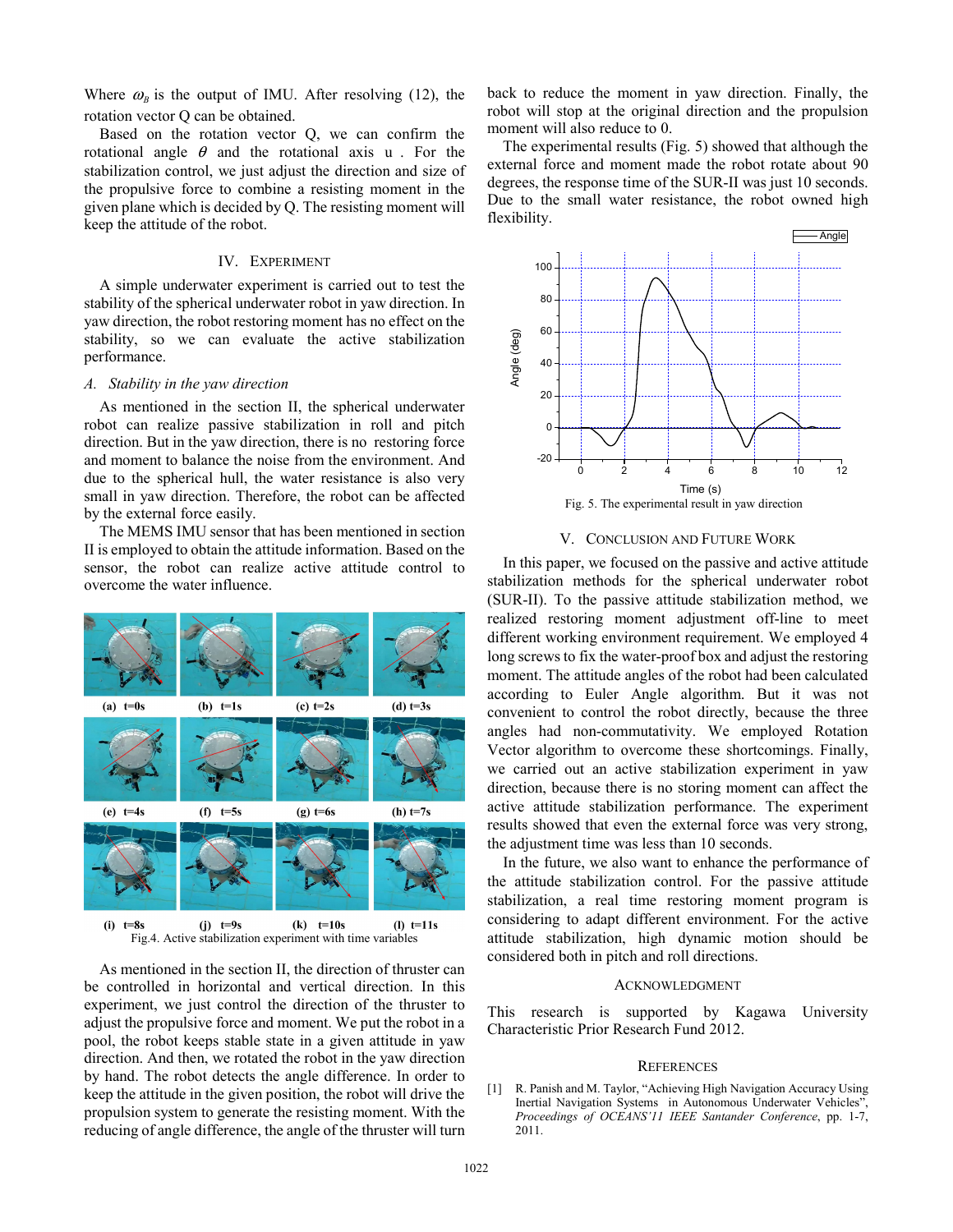Where $\omega_B$ is the output of IMU. After resolving (12), the rotation vector Q can be obtained.

Based on the rotation vector Q, we can confirm the rotational angle $\theta$ and the rotational axis u . For the stabilization control, we just adjust the direction and size of the propulsive force to combine a resisting moment in the given plane which is decided by Q. The resisting moment will keep the attitude of the robot.

## IV. Experiment

A simple underwater experiment is carried out to test the stability of the spherical underwater robot in yaw direction. In yaw direction, the robot restoring moment has no effect on the stability, so we can evaluate the active stabilization performance.

### *A. Stability in the yaw direction*

As mentioned in the section II, the spherical underwater robot can realize passive stabilization in roll and pitch direction. But in the yaw direction, there is no restoring force and moment to balance the noise from the environment. And due to the spherical hull, the water resistance is also very small in yaw direction. Therefore, the robot can be affected by the external force easily.

The MEMS IMU sensor that has been mentioned in section II is employed to obtain the attitude information. Based on the sensor, the robot can realize active attitude control to overcome the water influence.

(a) t=0s (b) t=1s (c) t=2s (d) t=3s (e) t=4s (f) t=5s (g) t=6s (h) t=7s (i) t=8s (j) t=9s (k) t=10s (l) t=11s

Fig.4. Active stabilization experiment with time variables

As mentioned in the section II, the direction of thruster can be controlled in horizontal and vertical direction. In this experiment, we just control the direction of the thruster to adjust the propulsive force and moment. We put the robot in a pool, the robot keeps stable state in a given attitude in yaw direction. And then, we rotated the robot in the yaw direction by hand. The robot detects the angle difference. In order to keep the attitude in the given position, the robot will drive the propulsion system to generate the resisting moment. With the reducing of angle difference, the angle of the thruster will turn back to reduce the moment in yaw direction. Finally, the robot will stop at the original direction and the propulsion moment will also reduce to 0.

The experimental results (Fig. 5) showed that although the external force and moment made the robot rotate about 90 degrees, the response time of the SUR-II was just 10 seconds. Due to the small water resistance, the robot owned high flexibility.

Fig. 5. The experimental result in yaw direction

## V. Conclusion and Future Work

In this paper, we focused on the passive and active attitude stabilization methods for the spherical underwater robot (SUR-II). To the passive attitude stabilization method, we realized restoring moment adjustment off-line to meet different working environment requirement. We employed 4 long screws to fix the water-proof box and adjust the restoring moment. The attitude angles of the robot had been calculated according to Euler Angle algorithm. But it was not convenient to control the robot directly, because the three angles had non-commutativity. We employed Rotation Vector algorithm to overcome these shortcomings. Finally, we carried out an active stabilization experiment in yaw direction, because there is no storing moment can affect the active attitude stabilization performance. The experiment results showed that even the external force was very strong, the adjustment time was less than 10 seconds.

In the future, we also want to enhance the performance of the attitude stabilization control. For the passive attitude stabilization, a real time restoring moment program is considering to adapt different environment. For the active attitude stabilization, high dynamic motion should be considered both in pitch and roll directions.

## Acknowledgment

This research is supported by Kagawa University Characteristic Prior Research Fund 2012.

## References

[1] R. Panish and M. Taylor, "Achieving High Navigation Accuracy Using Inertial Navigation Systems in Autonomous Underwater Vehicles", *Proceedings of OCEANS'11 IEEE Santander Conference*, pp. 1-7, 2011.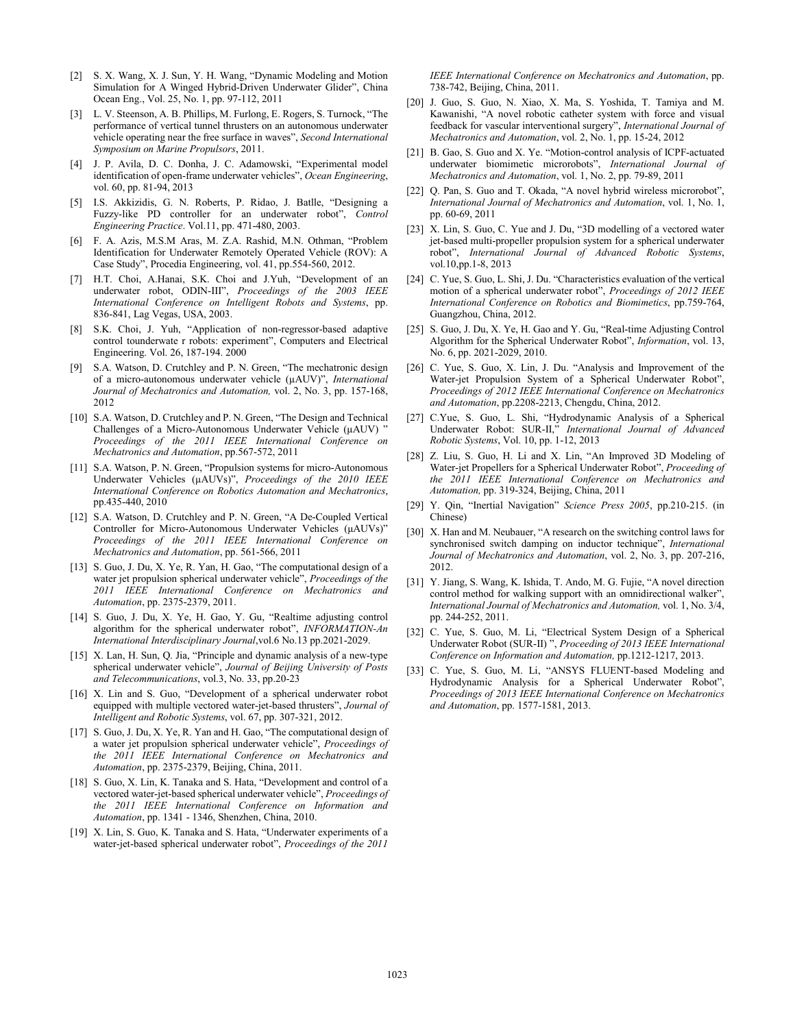[2] S. X. Wang, X. J. Sun, Y. H. Wang, "Dynamic Modeling and Motion Simulation for A Winged Hybrid-Driven Underwater Glider", China Ocean Eng., Vol. 25, No. 1, pp. 97-112, 2011

[3] L. V. Steenson, A. B. Phillips, M. Furlong, E. Rogers, S. Turnock, "The performance of vertical tunnel thrusters on an autonomous underwater vehicle operating near the free surface in waves", *Second International Symposium on Marine Propulsors*, 2011.

[4] J. P. Avila, D. C. Donha, J. C. Adamowski, "Experimental model identification of open-frame underwater vehicles", *Ocean Engineering*, vol. 60, pp. 81-94, 2013

[5] I.S. Akkizidis, G. N. Roberts, P. Ridao, J. Batlle, "Designing a Fuzzy-like PD controller for an underwater robot", *Control Engineering Practice*. Vol.11, pp. 471-480, 2003.

[6] F. A. Azis, M.S.M Aras, M. Z.A. Rashid, M.N. Othman, "Problem Identification for Underwater Remotely Operated Vehicle (ROV): A Case Study", Procedia Engineering, vol. 41, pp.554-560, 2012.

[7] H.T. Choi, A.Hanai, S.K. Choi and J.Yuh, "Development of an underwater robot, ODIN-III", *Proceedings of the 2003 IEEE International Conference on Intelligent Robots and Systems*, pp. 836-841, Lag Vegas, USA, 2003.

[8] S.K. Choi, J. Yuh, "Application of non-regressor-based adaptive control tounderwate r robots: experiment", Computers and Electrical Engineering. Vol. 26, 187-194. 2000

[9] S.A. Watson, D. Crutchley and P. N. Green, "The mechatronic design of a micro-autonomous underwater vehicle (μAUV)", *International Journal of Mechatronics and Automation,* vol. 2, No. 3, pp. 157-168, 2012

[10] S.A. Watson, D. Crutchley and P. N. Green, "The Design and Technical Challenges of a Micro-Autonomous Underwater Vehicle (μAUV) " *Proceedings of the 2011 IEEE International Conference on Mechatronics and Automation*, pp.567-572, 2011

[11] S.A. Watson, P. N. Green, "Propulsion systems for micro-Autonomous Underwater Vehicles (μAUVs)", *Proceedings of the 2010 IEEE International Conference on Robotics Automation and Mechatronics*, pp.435-440, 2010

[12] S.A. Watson, D. Crutchley and P. N. Green, "A De-Coupled Vertical Controller for Micro-Autonomous Underwater Vehicles (μAUVs)" *Proceedings of the 2011 IEEE International Conference on Mechatronics and Automation*, pp. 561-566, 2011

[13] S. Guo, J. Du, X. Ye, R. Yan, H. Gao, "The computational design of a water jet propulsion spherical underwater vehicle", *Proceedings of the 2011 IEEE International Conference on Mechatronics and Automation*, pp. 2375-2379, 2011.

[14] S. Guo, J. Du, X. Ye, H. Gao, Y. Gu, "Realtime adjusting control algorithm for the spherical underwater robot", *INFORMATION-An International Interdisciplinary Journal*,vol.6 No.13 pp.2021-2029.

[15] X. Lan, H. Sun, Q. Jia, "Principle and dynamic analysis of a new-type spherical underwater vehicle", *Journal of Beijing University of Posts and Telecommunications*, vol.3, No. 33, pp.20-23

[16] X. Lin and S. Guo, "Development of a spherical underwater robot equipped with multiple vectored water-jet-based thrusters", *Journal of Intelligent and Robotic Systems*, vol. 67, pp. 307-321, 2012.

[17] S. Guo, J. Du, X. Ye, R. Yan and H. Gao, "The computational design of a water jet propulsion spherical underwater vehicle", *Proceedings of the 2011 IEEE International Conference on Mechatronics and Automation*, pp. 2375-2379, Beijing, China, 2011.

[18] S. Guo, X. Lin, K. Tanaka and S. Hata, "Development and control of a vectored water-jet-based spherical underwater vehicle", *Proceedings of the 2011 IEEE International Conference on Information and Automation*, pp. 1341 - 1346, Shenzhen, China, 2010.

[19] X. Lin, S. Guo, K. Tanaka and S. Hata, "Underwater experiments of a water-jet-based spherical underwater robot", *Proceedings of the 2011 IEEE International Conference on Mechatronics and Automation*, pp. 738-742, Beijing, China, 2011.

[20] J. Guo, S. Guo, N. Xiao, X. Ma, S. Yoshida, T. Tamiya and M. Kawanishi, "A novel robotic catheter system with force and visual feedback for vascular interventional surgery", *International Journal of Mechatronics and Automation*, vol. 2, No. 1, pp. 15-24, 2012

[21] B. Gao, S. Guo and X. Ye. "Motion-control analysis of ICPF-actuated underwater biomimetic microrobots", *International Journal of Mechatronics and Automation*, vol. 1, No. 2, pp. 79-89, 2011

[22] Q. Pan, S. Guo and T. Okada, "A novel hybrid wireless microrobot", *International Journal of Mechatronics and Automation*, vol. 1, No. 1, pp. 60-69, 2011

[23] X. Lin, S. Guo, C. Yue and J. Du, "3D modelling of a vectored water jet-based multi-propeller propulsion system for a spherical underwater robot", *International Journal of Advanced Robotic Systems*, vol.10,pp.1-8, 2013

[24] C. Yue, S. Guo, L. Shi, J. Du. "Characteristics evaluation of the vertical motion of a spherical underwater robot", *Proceedings of 2012 IEEE International Conference on Robotics and Biomimetics*, pp.759-764, Guangzhou, China, 2012.

[25] S. Guo, J. Du, X. Ye, H. Gao and Y. Gu, "Real-time Adjusting Control Algorithm for the Spherical Underwater Robot", *Information*, vol. 13, No. 6, pp. 2021-2029, 2010.

[26] C. Yue, S. Guo, X. Lin, J. Du. "Analysis and Improvement of the Water-jet Propulsion System of a Spherical Underwater Robot", *Proceedings of 2012 IEEE International Conference on Mechatronics and Automation*, pp.2208-2213, Chengdu, China, 2012.

[27] C.Yue, S. Guo, L. Shi, "Hydrodynamic Analysis of a Spherical Underwater Robot: SUR-II," *International Journal of Advanced Robotic Systems*, Vol. 10, pp. 1-12, 2013

[28] Z. Liu, S. Guo, H. Li and X. Lin, "An Improved 3D Modeling of Water-jet Propellers for a Spherical Underwater Robot", *Proceeding of the 2011 IEEE International Conference on Mechatronics and Automation,* pp. 319-324, Beijing, China, 2011

[29] Y. Qin, "Inertial Navigation" *Science Press 2005*, pp.210-215. (in Chinese)

[30] X. Han and M. Neubauer, "A research on the switching control laws for synchronised switch damping on inductor technique", *International Journal of Mechatronics and Automation*, vol. 2, No. 3, pp. 207-216, 2012.

[31] Y. Jiang, S. Wang, K. Ishida, T. Ando, M. G. Fujie, "A novel direction control method for walking support with an omnidirectional walker", *International Journal of Mechatronics and Automation,* vol. 1, No. 3/4, pp. 244-252, 2011.

[32] C. Yue, S. Guo, M. Li, "Electrical System Design of a Spherical Underwater Robot (SUR-II) ", *Proceeding of 2013 IEEE International Conference on Information and Automation,* pp.1212-1217, 2013.

[33] C. Yue, S. Guo, M. Li, "ANSYS FLUENT-based Modeling and Hydrodynamic Analysis for a Spherical Underwater Robot", *Proceedings of 2013 IEEE International Conference on Mechatronics and Automation*, pp. 1577-1581, 2013.